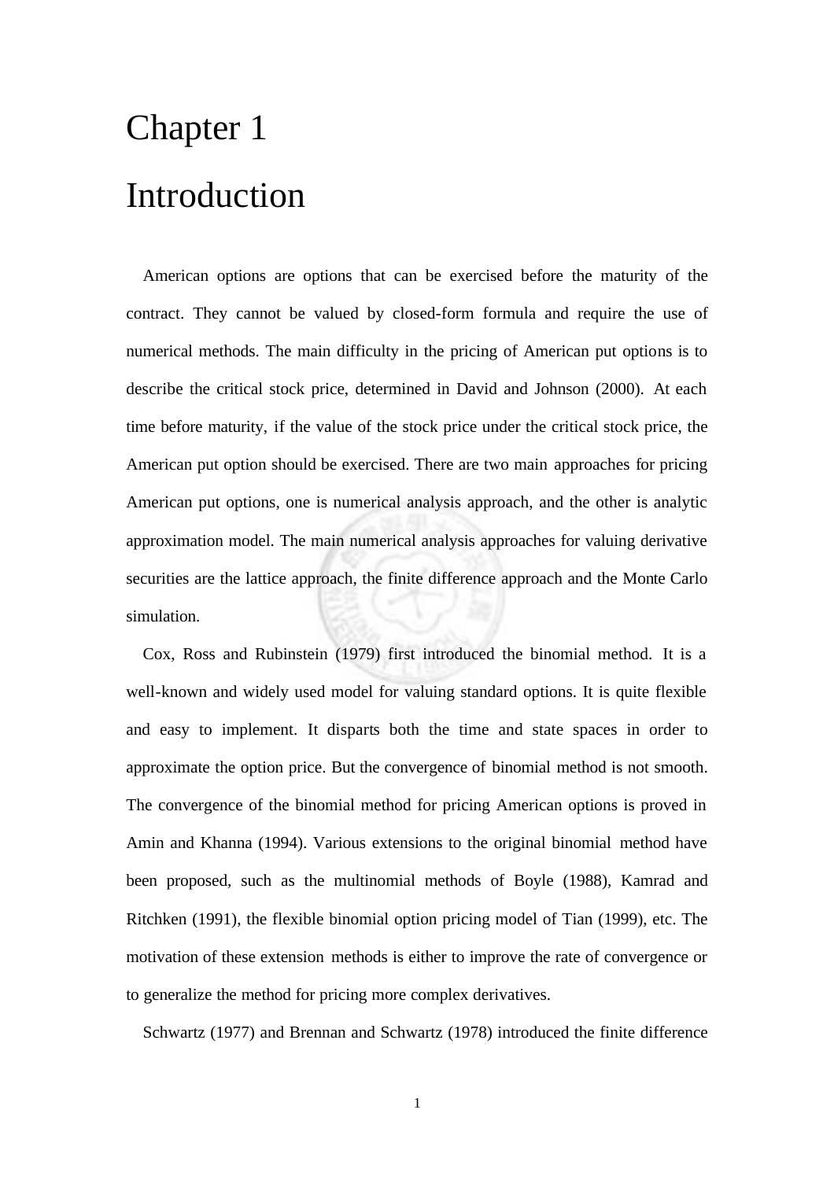# Chapter 1

# Introduction

American options are options that can be exercised before the maturity of the contract. They cannot be valued by closed-form formula and require the use of numerical methods. The main difficulty in the pricing of American put options is to describe the critical stock price, determined in David and Johnson (2000). At each time before maturity, if the value of the stock price under the critical stock price, the American put option should be exercised. There are two main approaches for pricing American put options, one is numerical analysis approach, and the other is analytic approximation model. The main numerical analysis approaches for valuing derivative securities are the lattice approach, the finite difference approach and the Monte Carlo simulation.

Cox, Ross and Rubinstein (1979) first introduced the binomial method. It is a well-known and widely used model for valuing standard options. It is quite flexible and easy to implement. It disparts both the time and state spaces in order to approximate the option price. But the convergence of binomial method is not smooth. The convergence of the binomial method for pricing American options is proved in Amin and Khanna (1994). Various extensions to the original binomial method have been proposed, such as the multinomial methods of Boyle (1988), Kamrad and Ritchken (1991), the flexible binomial option pricing model of Tian (1999), etc. The motivation of these extension methods is either to improve the rate of convergence or to generalize the method for pricing more complex derivatives.

Schwartz (1977) and Brennan and Schwartz (1978) introduced the finite difference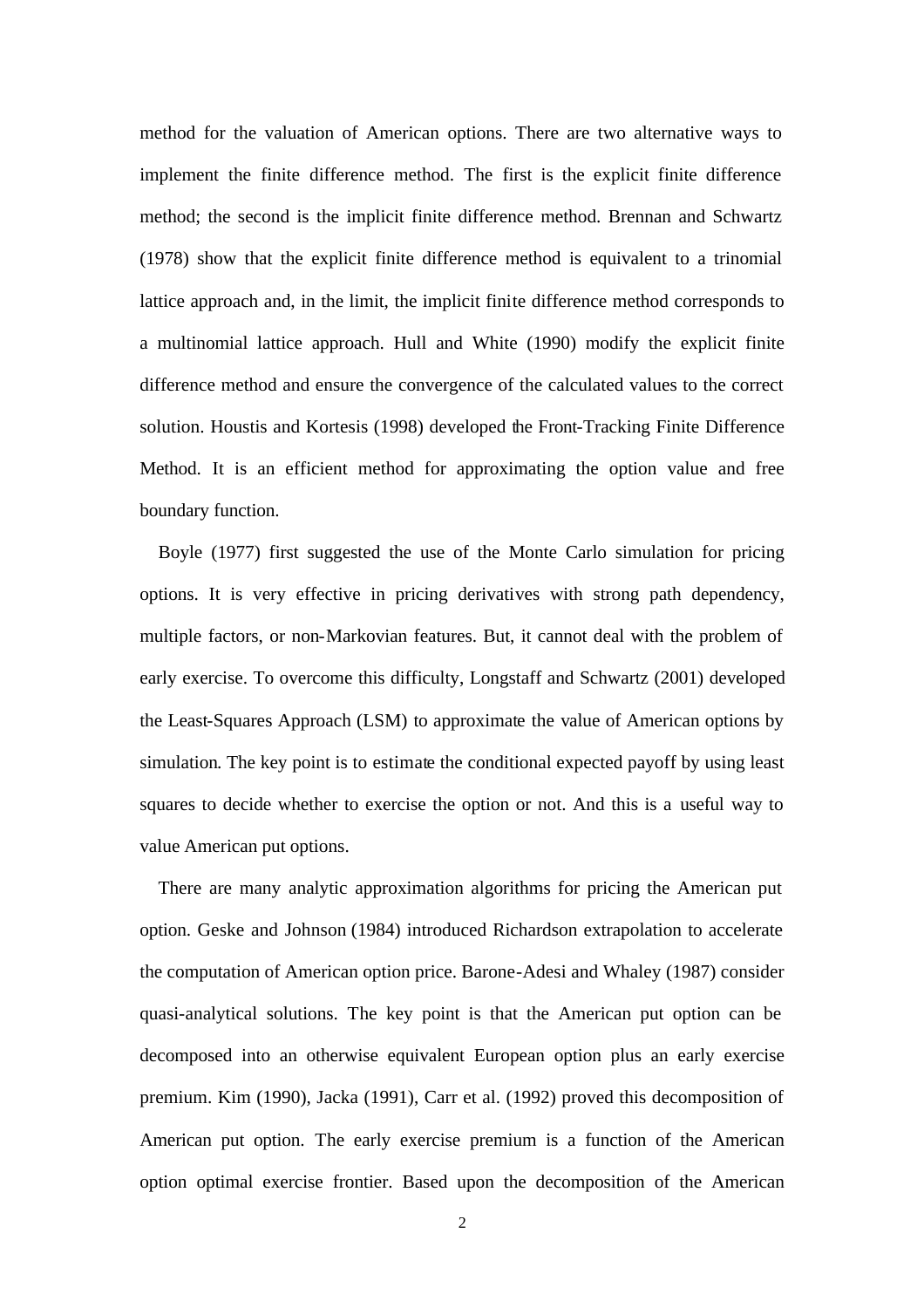method for the valuation of American options. There are two alternative ways to implement the finite difference method. The first is the explicit finite difference method; the second is the implicit finite difference method. Brennan and Schwartz (1978) show that the explicit finite difference method is equivalent to a trinomial lattice approach and, in the limit, the implicit finite difference method corresponds to a multinomial lattice approach. Hull and White (1990) modify the explicit finite difference method and ensure the convergence of the calculated values to the correct solution. Houstis and Kortesis (1998) developed the Front-Tracking Finite Difference Method. It is an efficient method for approximating the option value and free boundary function.

Boyle (1977) first suggested the use of the Monte Carlo simulation for pricing options. It is very effective in pricing derivatives with strong path dependency, multiple factors, or non-Markovian features. But, it cannot deal with the problem of early exercise. To overcome this difficulty, Longstaff and Schwartz (2001) developed the Least-Squares Approach (LSM) to approximate the value of American options by simulation. The key point is to estimate the conditional expected payoff by using least squares to decide whether to exercise the option or not. And this is a useful way to value American put options.

There are many analytic approximation algorithms for pricing the American put option. Geske and Johnson (1984) introduced Richardson extrapolation to accelerate the computation of American option price. Barone-Adesi and Whaley (1987) consider quasi-analytical solutions. The key point is that the American put option can be decomposed into an otherwise equivalent European option plus an early exercise premium. Kim (1990), Jacka (1991), Carr et al. (1992) proved this decomposition of American put option. The early exercise premium is a function of the American option optimal exercise frontier. Based upon the decomposition of the American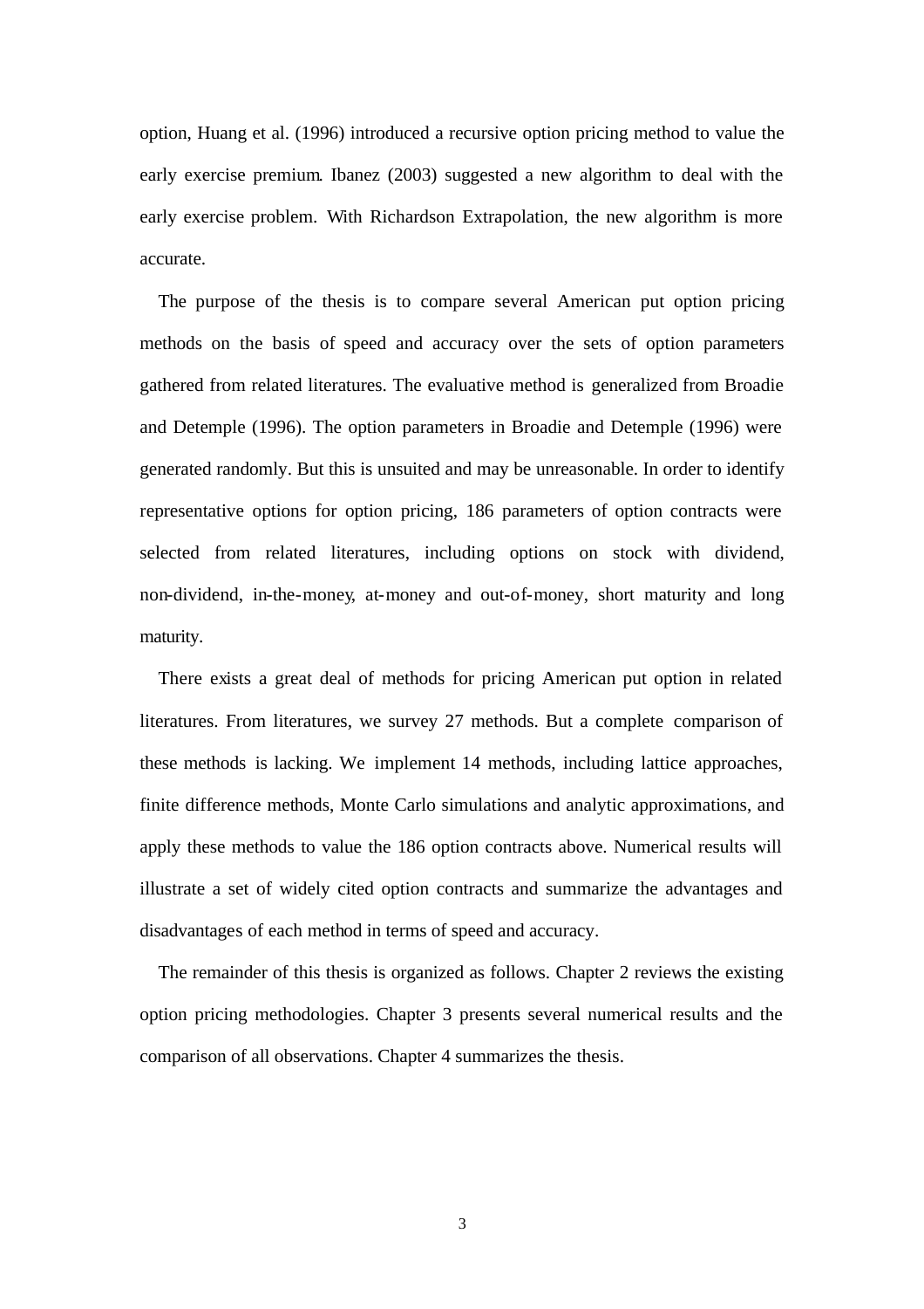option, Huang et al. (1996) introduced a recursive option pricing method to value the early exercise premium. Ibanez (2003) suggested a new algorithm to deal with the early exercise problem. With Richardson Extrapolation, the new algorithm is more accurate.

The purpose of the thesis is to compare several American put option pricing methods on the basis of speed and accuracy over the sets of option parameters gathered from related literatures. The evaluative method is generalized from Broadie and Detemple (1996). The option parameters in Broadie and Detemple (1996) were generated randomly. But this is unsuited and may be unreasonable. In order to identify representative options for option pricing, 186 parameters of option contracts were selected from related literatures, including options on stock with dividend, non-dividend, in-the-money, at-money and out-of-money, short maturity and long maturity.

There exists a great deal of methods for pricing American put option in related literatures. From literatures, we survey 27 methods. But a complete comparison of these methods is lacking. We implement 14 methods, including lattice approaches, finite difference methods, Monte Carlo simulations and analytic approximations, and apply these methods to value the 186 option contracts above. Numerical results will illustrate a set of widely cited option contracts and summarize the advantages and disadvantages of each method in terms of speed and accuracy.

The remainder of this thesis is organized as follows. Chapter 2 reviews the existing option pricing methodologies. Chapter 3 presents several numerical results and the comparison of all observations. Chapter 4 summarizes the thesis.